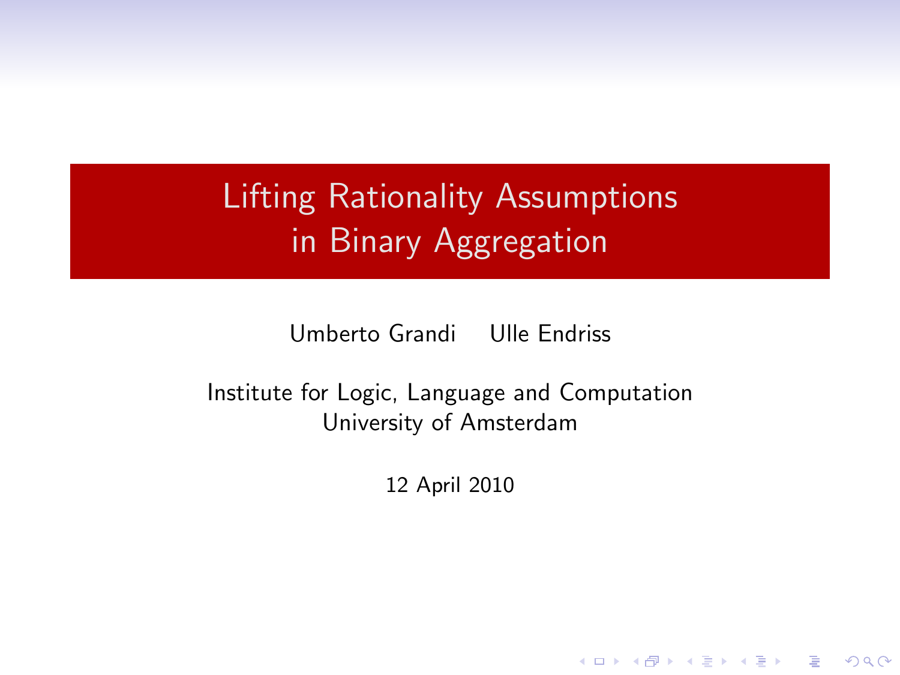# Lifting Rationality Assumptions in Binary Aggregation

Umberto Grandi    Ulle Endriss

Institute for Logic, Language and Computation
University of Amsterdam

12 April 2010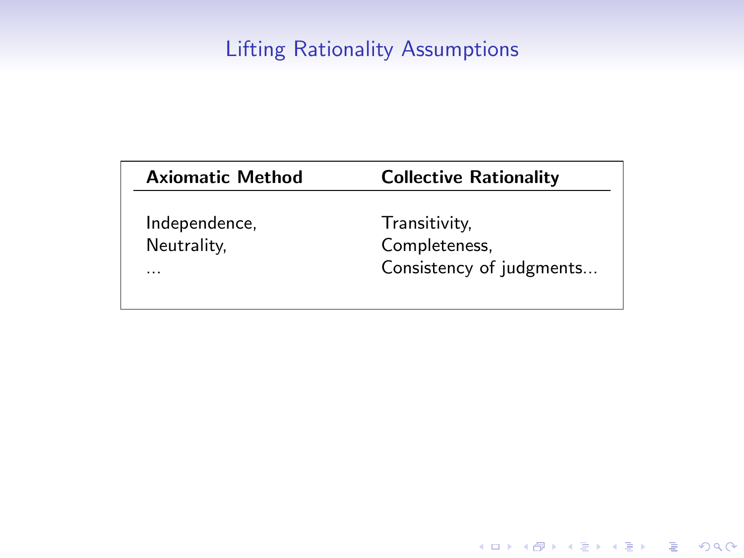# Lifting Rationality Assumptions

| **Axiomatic Method** | **Collective Rationality** |
| --- | --- |
| Independence, | Transitivity, |
| Neutrality, | Completeness, |
| ... | Consistency of judgments... |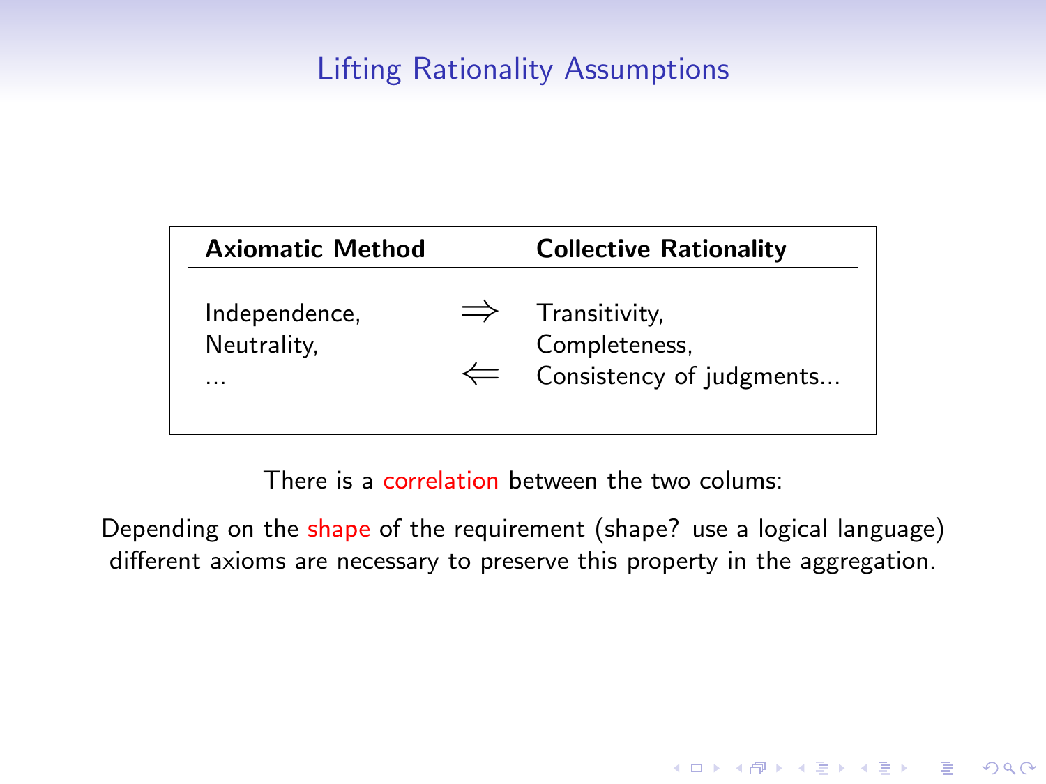# Lifting Rationality Assumptions

| **Axiomatic Method** | | **Collective Rationality** |
|---|---|---|
| Independence, | $\Rightarrow$ | Transitivity, |
| Neutrality, | | Completeness, |
| ... | $\Leftarrow$ | Consistency of judgments... |

There is a correlation between the two colums:

Depending on the shape of the requirement (shape? use a logical language) different axioms are necessary to preserve this property in the aggregation.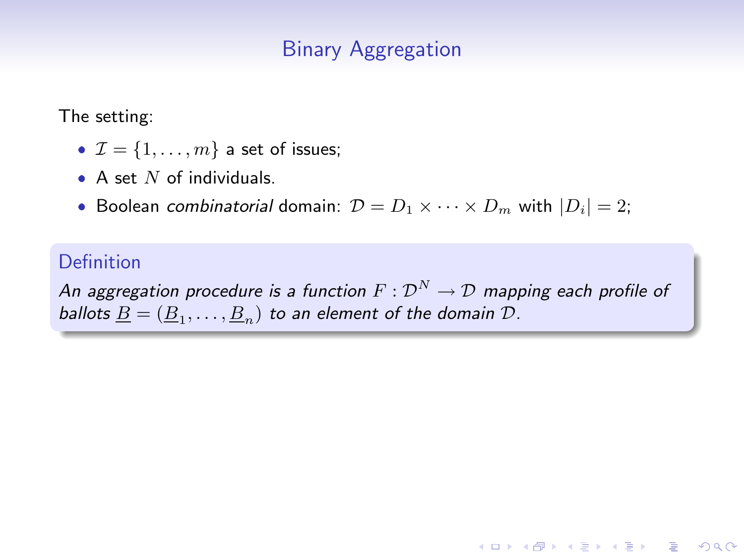# Binary Aggregation

The setting:

- $\mathcal{I} = \{1, \ldots, m\}$ a set of issues;
- A set $N$ of individuals.
- Boolean *combinatorial* domain: $\mathcal{D} = D_1 \times \cdots \times D_m$ with $|D_i| = 2$;

**Definition**

*An aggregation procedure is a function* $F : \mathcal{D}^N \to \mathcal{D}$ *mapping each profile of ballots* $\underline{B} = (\underline{B}_1, \ldots, \underline{B}_n)$ *to an element of the domain* $\mathcal{D}$.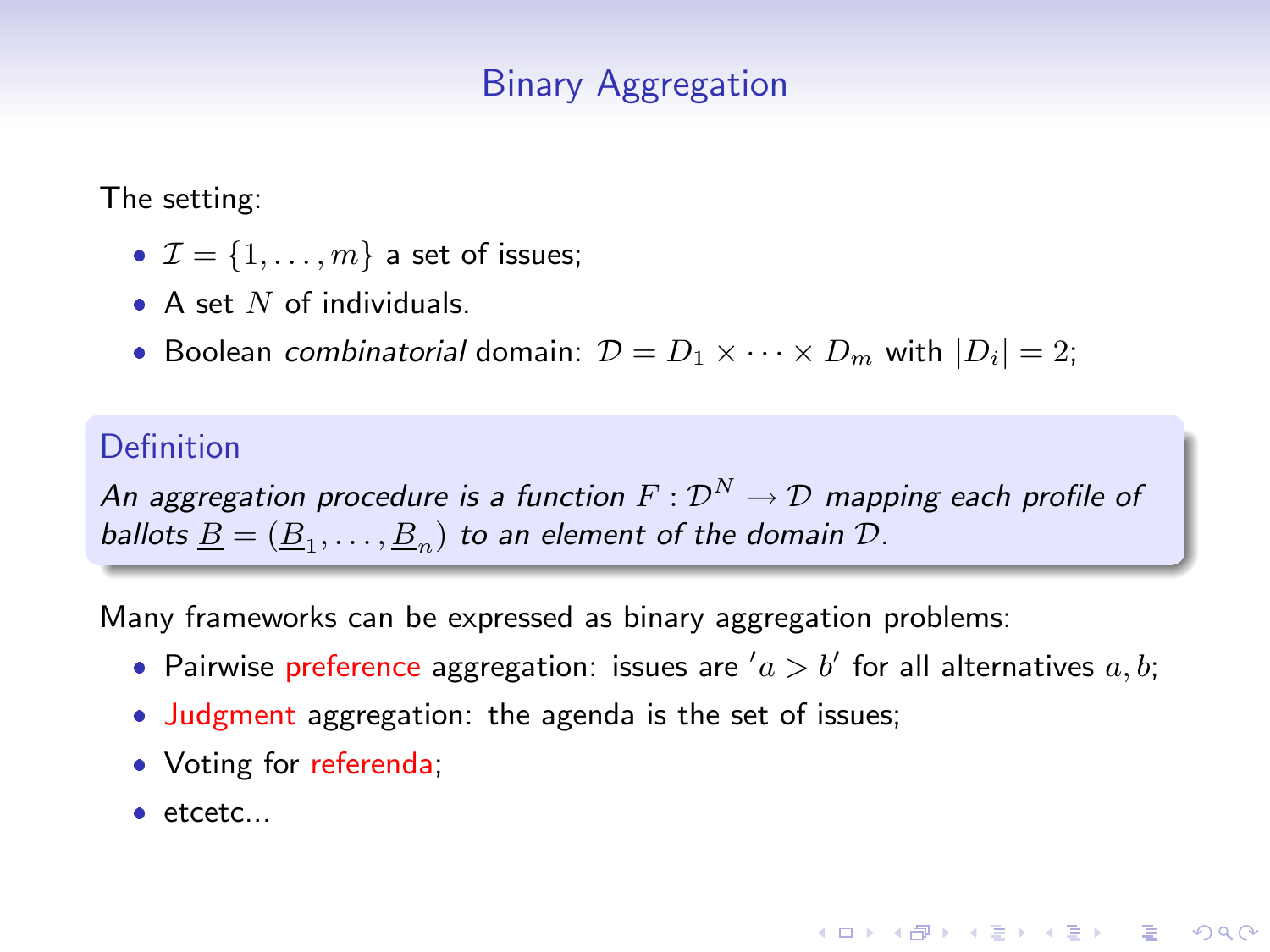## Binary Aggregation

The setting:

- $\mathcal{I} = \{1, \ldots, m\}$ a set of issues;
- A set $N$ of individuals.
- Boolean *combinatorial* domain: $\mathcal{D} = D_1 \times \cdots \times D_m$ with $|D_i| = 2$;

**Definition**

*An aggregation procedure is a function $F : \mathcal{D}^N \to \mathcal{D}$ mapping each profile of ballots $\underline{B} = (\underline{B}_1, \ldots, \underline{B}_n)$ to an element of the domain $\mathcal{D}$.*

Many frameworks can be expressed as binary aggregation problems:

- Pairwise preference aggregation: issues are $'a > b'$ for all alternatives $a, b$;
- Judgment aggregation: the agenda is the set of issues;
- Voting for referenda;
- etcetc...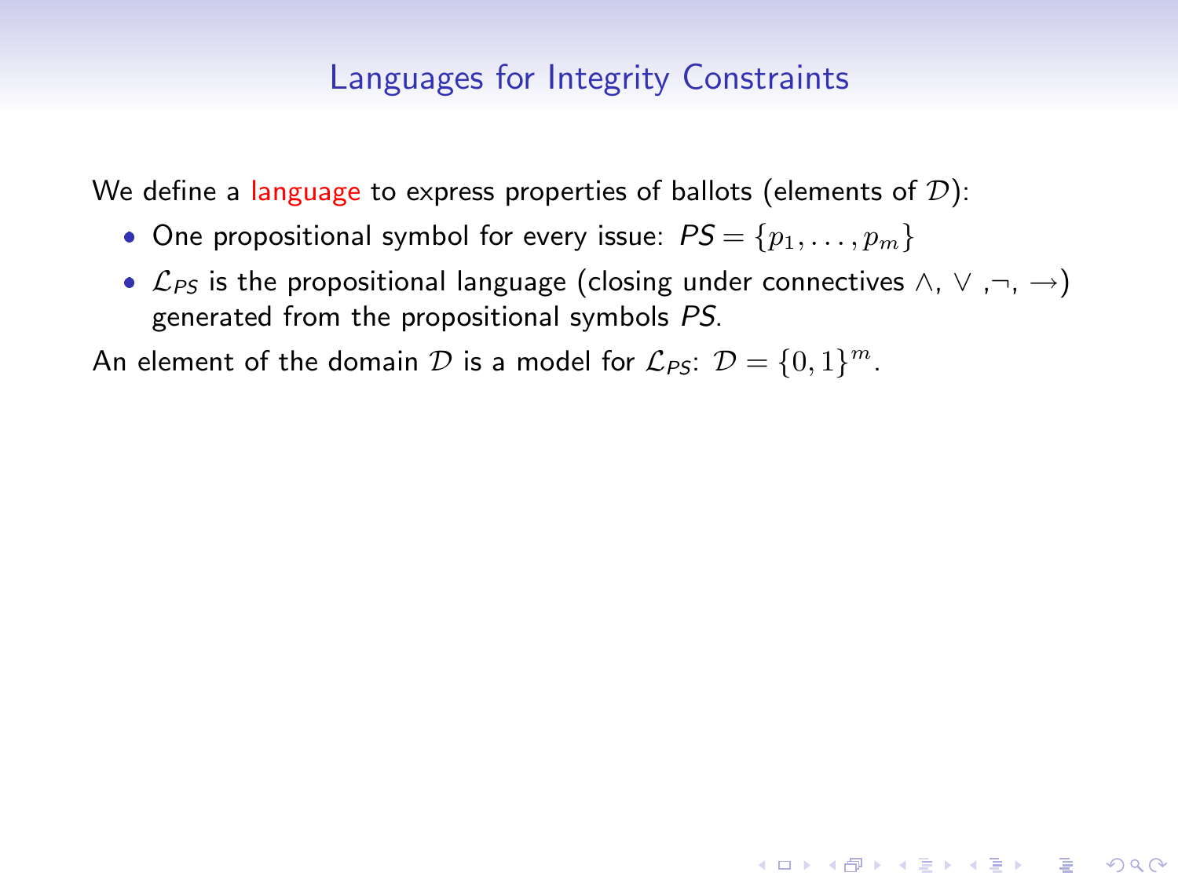## Languages for Integrity Constraints

We define a language to express properties of ballots (elements of $\mathcal{D}$):

- One propositional symbol for every issue: $PS = \{p_1, \ldots, p_m\}$
- $\mathcal{L}_{PS}$ is the propositional language (closing under connectives $\wedge$, $\vee$ ,$\neg$, $\rightarrow$) generated from the propositional symbols $PS$.

An element of the domain $\mathcal{D}$ is a model for $\mathcal{L}_{PS}$: $\mathcal{D} = \{0, 1\}^m$.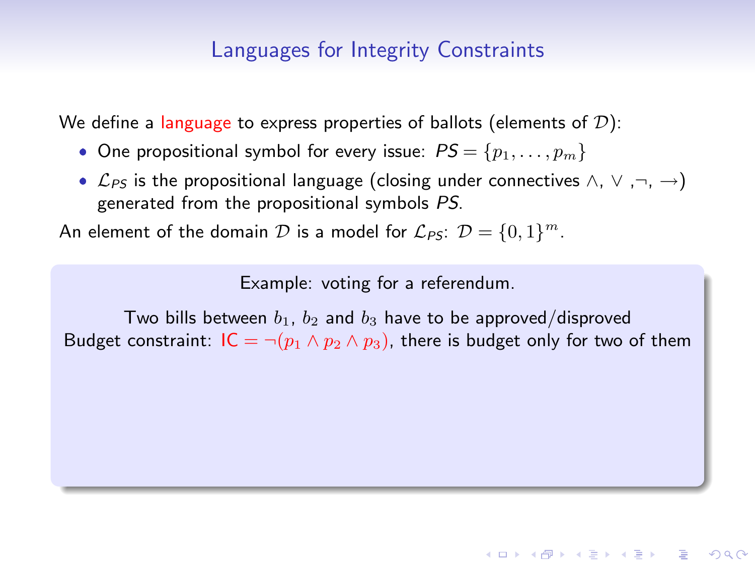## Languages for Integrity Constraints

We define a language to express properties of ballots (elements of $\mathcal{D}$):

- One propositional symbol for every issue: $PS = \{p_1, \ldots, p_m\}$
- $\mathcal{L}_{PS}$ is the propositional language (closing under connectives $\wedge$, $\vee$ ,$\neg$, $\rightarrow$) generated from the propositional symbols $PS$.

An element of the domain $\mathcal{D}$ is a model for $\mathcal{L}_{PS}$: $\mathcal{D} = \{0, 1\}^m$.

Example: voting for a referendum.

Two bills between $b_1$, $b_2$ and $b_3$ have to be approved/disproved
Budget constraint: $\text{IC} = \neg(p_1 \wedge p_2 \wedge p_3)$, there is budget only for two of them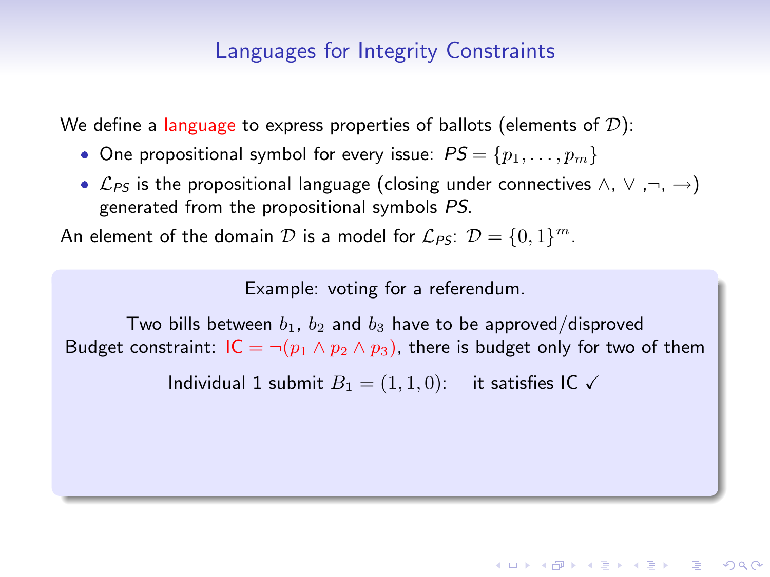## Languages for Integrity Constraints

We define a language to express properties of ballots (elements of $\mathcal{D}$):

- One propositional symbol for every issue: $PS = \{p_1, \ldots, p_m\}$
- $\mathcal{L}_{PS}$ is the propositional language (closing under connectives $\wedge$, $\vee$ ,$\neg$, $\rightarrow$) generated from the propositional symbols $PS$.

An element of the domain $\mathcal{D}$ is a model for $\mathcal{L}_{PS}$: $\mathcal{D} = \{0,1\}^m$.

Example: voting for a referendum.

Two bills between $b_1$, $b_2$ and $b_3$ have to be approved/disproved

Budget constraint: $\text{IC} = \neg(p_1 \wedge p_2 \wedge p_3)$, there is budget only for two of them

Individual 1 submit $B_1 = (1,1,0)$: it satisfies IC ✓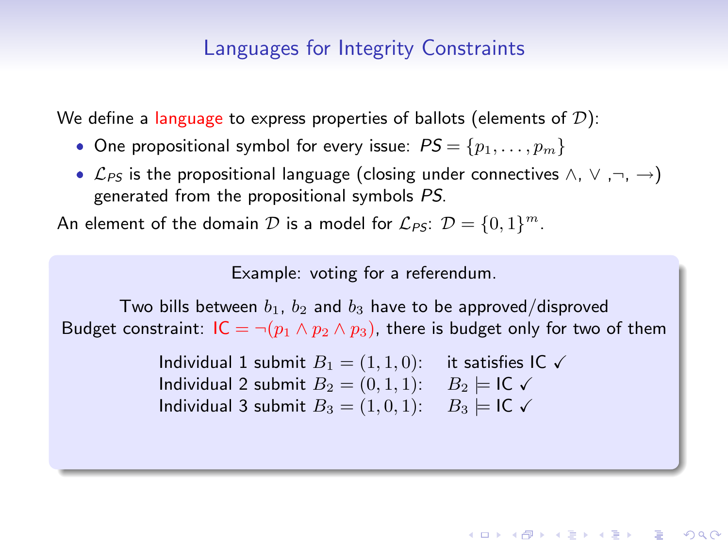## Languages for Integrity Constraints

We define a language to express properties of ballots (elements of $\mathcal{D}$):

- One propositional symbol for every issue: $PS = \{p_1, \ldots, p_m\}$
- $\mathcal{L}_{PS}$ is the propositional language (closing under connectives $\wedge$, $\vee$ ,$\neg$, $\rightarrow$) generated from the propositional symbols $PS$.

An element of the domain $\mathcal{D}$ is a model for $\mathcal{L}_{PS}$: $\mathcal{D} = \{0,1\}^m$.

Example: voting for a referendum.

Two bills between $b_1$, $b_2$ and $b_3$ have to be approved/disproved
Budget constraint: IC $= \neg(p_1 \wedge p_2 \wedge p_3)$, there is budget only for two of them

Individual 1 submit $B_1 = (1,1,0)$: it satisfies IC ✓
Individual 2 submit $B_2 = (0,1,1)$: $B_2 \models$ IC ✓
Individual 3 submit $B_3 = (1,0,1)$: $B_3 \models$ IC ✓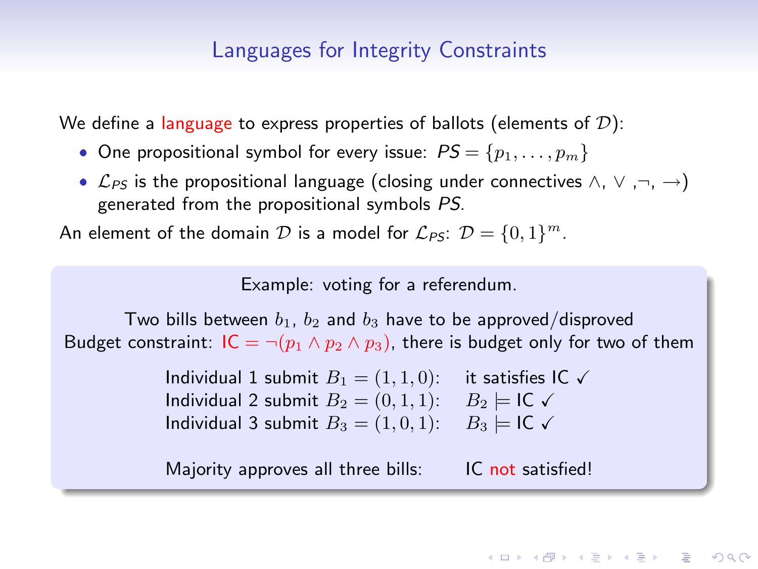## Languages for Integrity Constraints

We define a language to express properties of ballots (elements of $\mathcal{D}$):

- One propositional symbol for every issue: $PS = \{p_1, \ldots, p_m\}$
- $\mathcal{L}_{PS}$ is the propositional language (closing under connectives $\wedge$, $\vee$ ,$\neg$, $\rightarrow$) generated from the propositional symbols $PS$.

An element of the domain $\mathcal{D}$ is a model for $\mathcal{L}_{PS}$: $\mathcal{D} = \{0, 1\}^m$.

Example: voting for a referendum.

Two bills between $b_1$, $b_2$ and $b_3$ have to be approved/disproved
Budget constraint: $\text{IC} = \neg(p_1 \wedge p_2 \wedge p_3)$, there is budget only for two of them

Individual 1 submit $B_1 = (1, 1, 0)$: it satisfies IC ✓
Individual 2 submit $B_2 = (0, 1, 1)$: $B_2 \models \text{IC}$ ✓
Individual 3 submit $B_3 = (1, 0, 1)$: $B_3 \models \text{IC}$ ✓

Majority approves all three bills: IC not satisfied!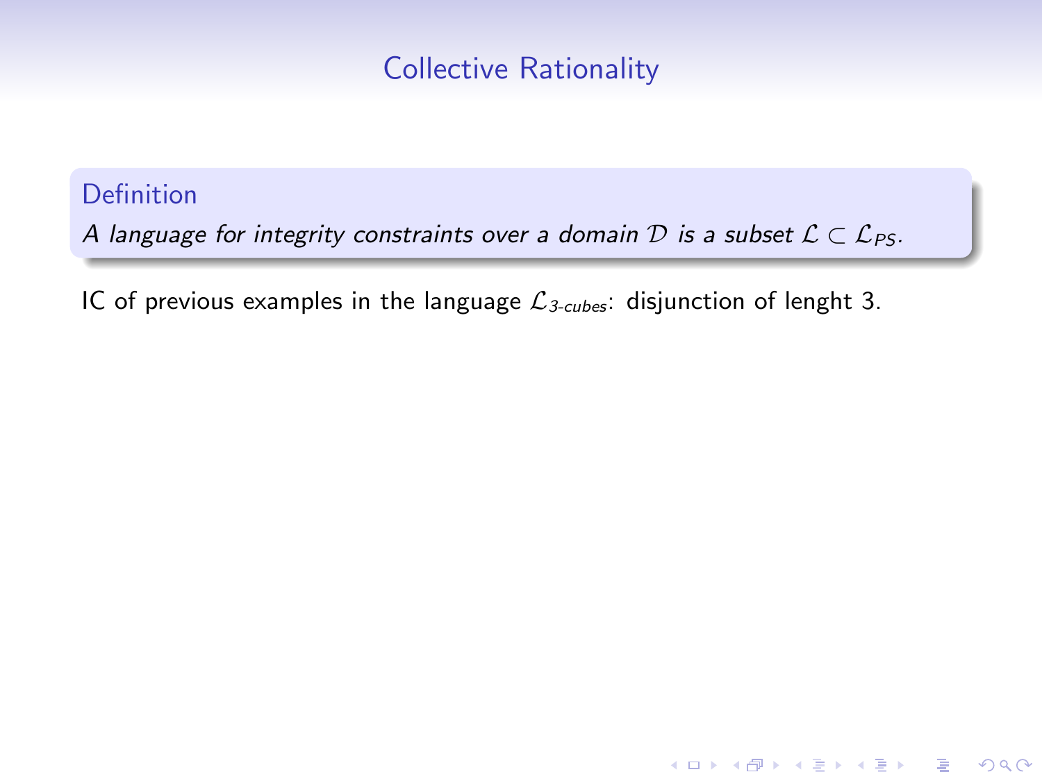# Collective Rationality

**Definition**

*A language for integrity constraints over a domain $\mathcal{D}$ is a subset $\mathcal{L} \subset \mathcal{L}_{PS}$.*

IC of previous examples in the language $\mathcal{L}_{3\text{-}cubes}$: disjunction of lenght 3.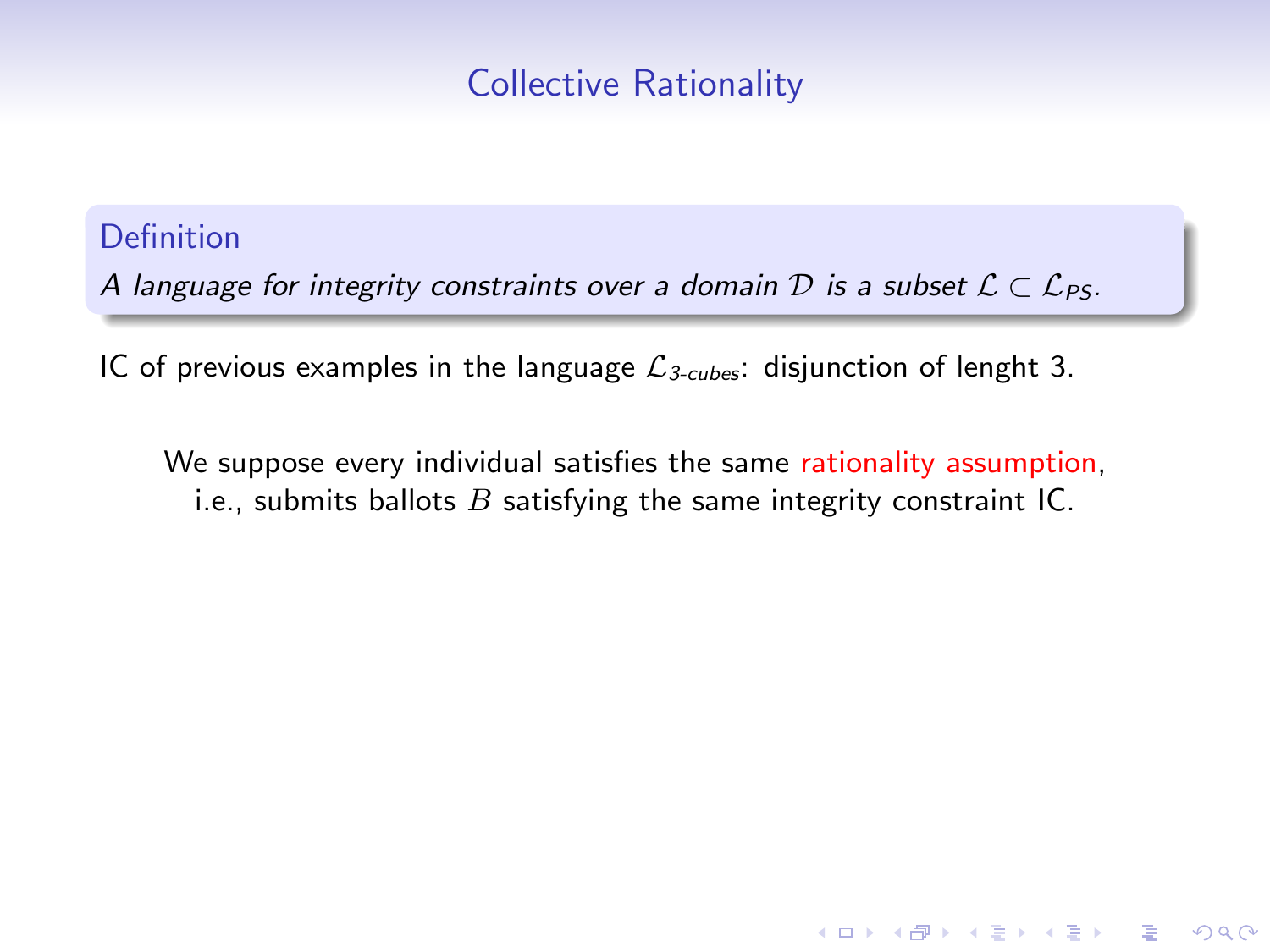## Collective Rationality

**Definition**

*A language for integrity constraints over a domain $\mathcal{D}$ is a subset $\mathcal{L} \subset \mathcal{L}_{PS}$.*

IC of previous examples in the language $\mathcal{L}_{3\text{-}cubes}$: disjunction of lenght 3.

We suppose every individual satisfies the same rationality assumption, i.e., submits ballots $B$ satisfying the same integrity constraint IC.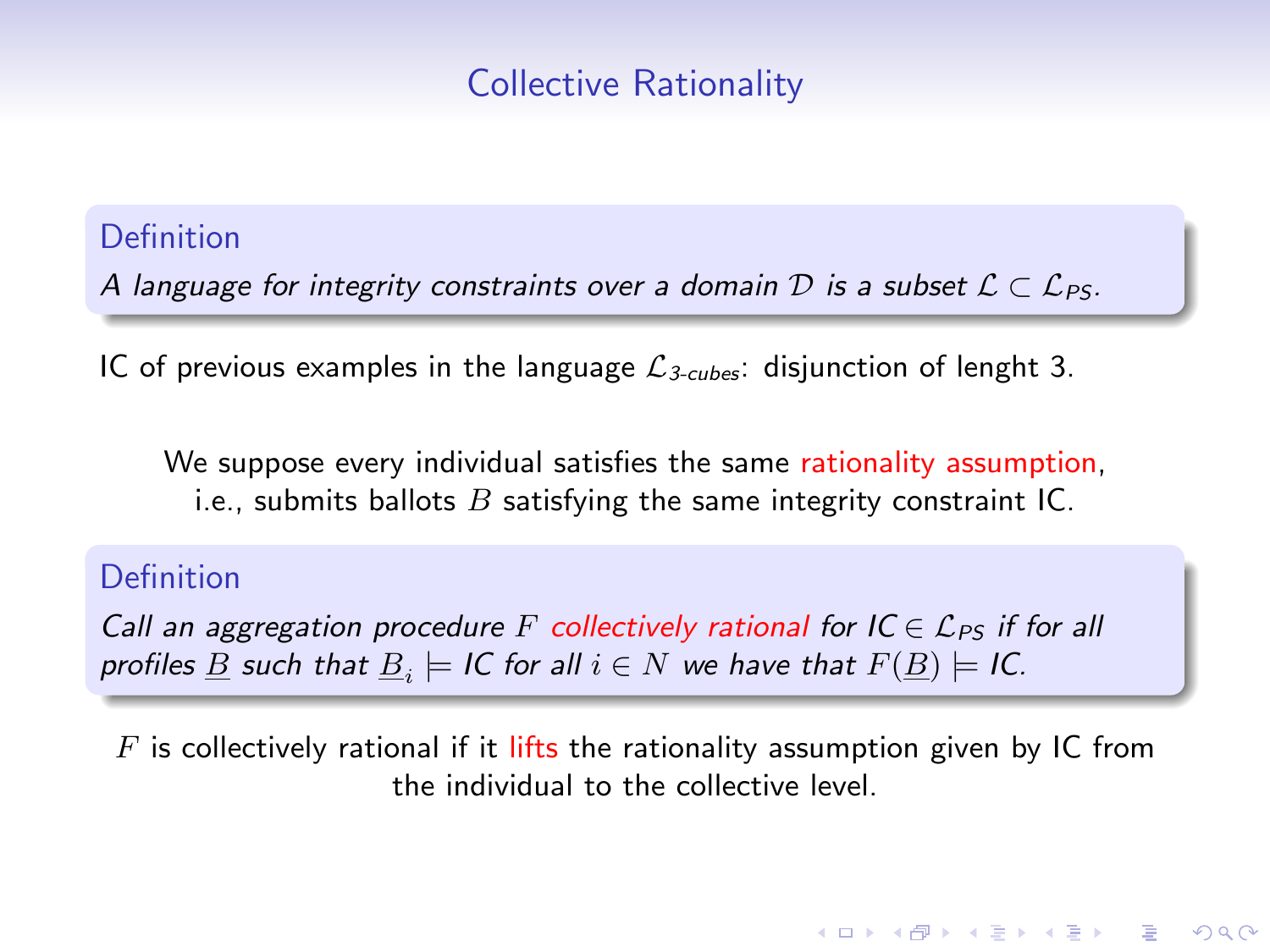# Collective Rationality

**Definition**

*A language for integrity constraints over a domain $\mathcal{D}$ is a subset $\mathcal{L} \subset \mathcal{L}_{PS}$.*

IC of previous examples in the language $\mathcal{L}_{3\text{-}cubes}$: disjunction of lenght 3.

We suppose every individual satisfies the same rationality assumption, i.e., submits ballots $B$ satisfying the same integrity constraint IC.

**Definition**

*Call an aggregation procedure $F$ collectively rational for IC $\in \mathcal{L}_{PS}$ if for all profiles $\underline{B}$ such that $\underline{B}_i \models$ IC for all $i \in N$ we have that $F(\underline{B}) \models$ IC.*

$F$ is collectively rational if it lifts the rationality assumption given by IC from the individual to the collective level.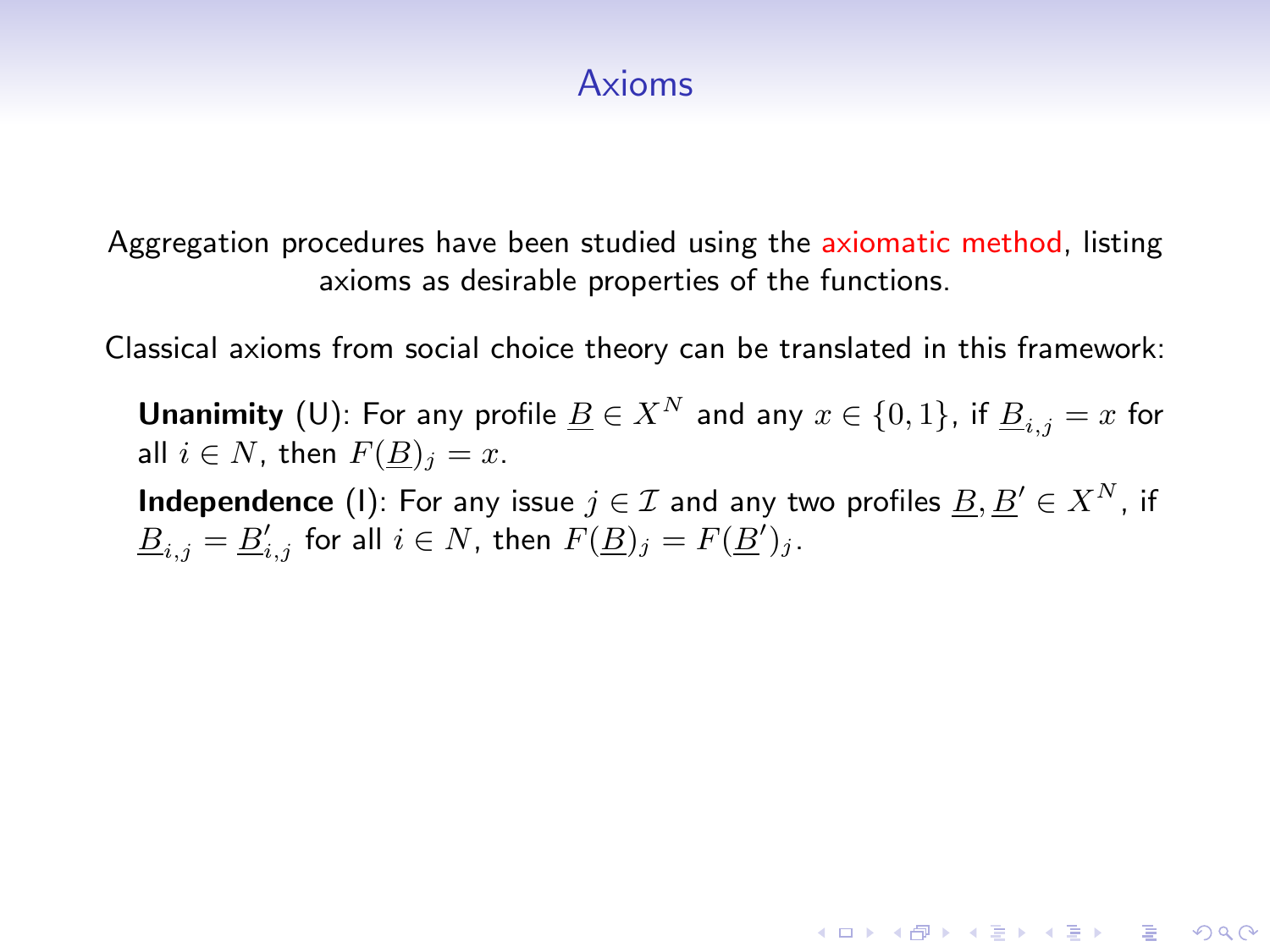# Axioms

Aggregation procedures have been studied using the axiomatic method, listing axioms as desirable properties of the functions.

Classical axioms from social choice theory can be translated in this framework:

**Unanimity** (U): For any profile $\underline{B} \in X^N$ and any $x \in \{0, 1\}$, if $\underline{B}_{i,j} = x$ for all $i \in N$, then $F(\underline{B})_j = x$.

**Independence** (I): For any issue $j \in \mathcal{I}$ and any two profiles $\underline{B}, \underline{B}' \in X^N$, if $\underline{B}_{i,j} = \underline{B}'_{i,j}$ for all $i \in N$, then $F(\underline{B})_j = F(\underline{B}')_j$.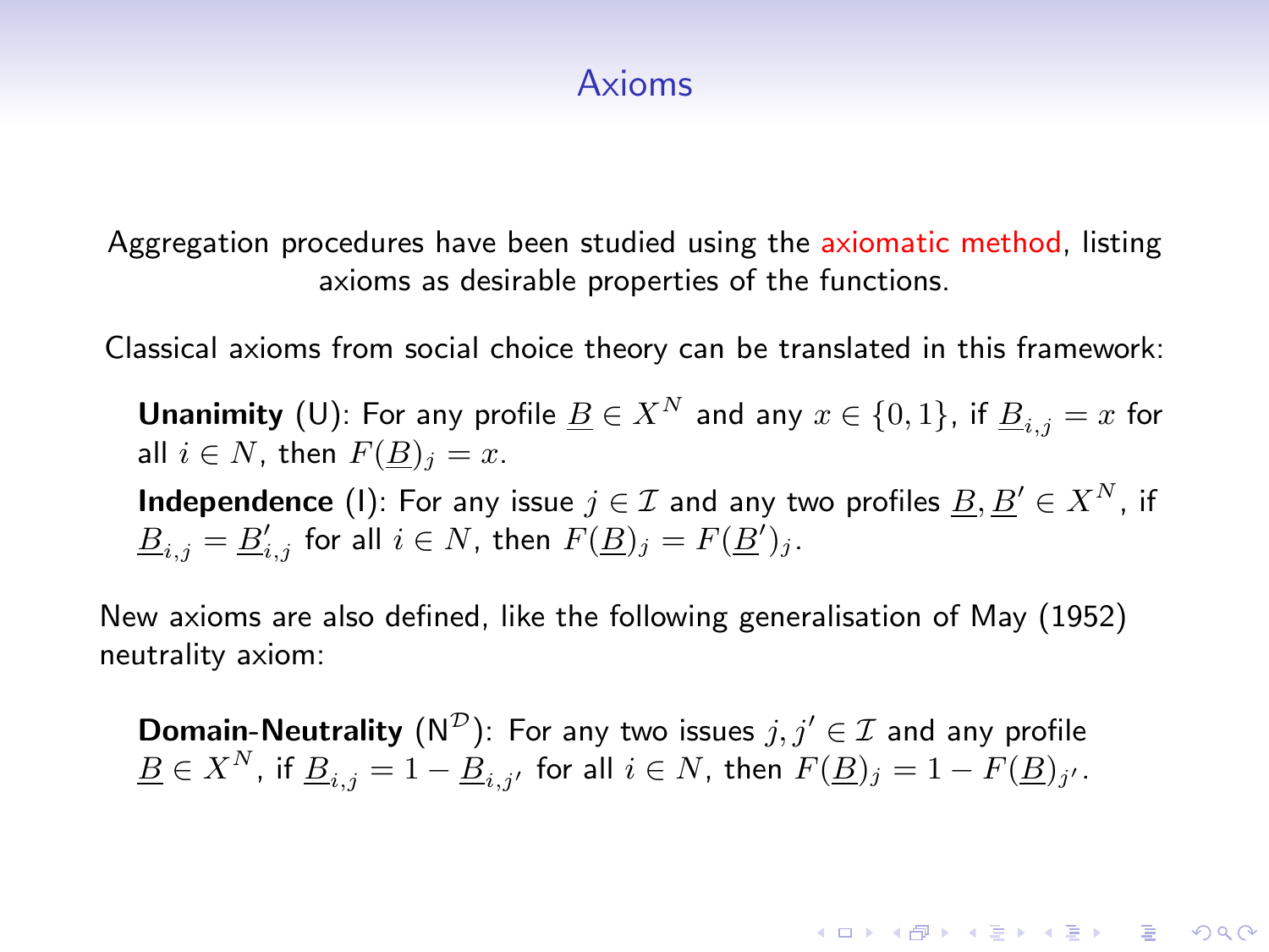# Axioms

Aggregation procedures have been studied using the axiomatic method, listing axioms as desirable properties of the functions.

Classical axioms from social choice theory can be translated in this framework:

**Unanimity** (U): For any profile $\underline{B} \in X^N$ and any $x \in \{0,1\}$, if $\underline{B}_{i,j} = x$ for all $i \in N$, then $F(\underline{B})_j = x$.

**Independence** (I): For any issue $j \in \mathcal{I}$ and any two profiles $\underline{B}, \underline{B}' \in X^N$, if $\underline{B}_{i,j} = \underline{B}'_{i,j}$ for all $i \in N$, then $F(\underline{B})_j = F(\underline{B}')_j$.

New axioms are also defined, like the following generalisation of May (1952) neutrality axiom:

**Domain-Neutrality** ($\mathsf{N}^{\mathcal{D}}$): For any two issues $j, j' \in \mathcal{I}$ and any profile $\underline{B} \in X^N$, if $\underline{B}_{i,j} = 1 - \underline{B}_{i,j'}$ for all $i \in N$, then $F(\underline{B})_j = 1 - F(\underline{B})_{j'}$.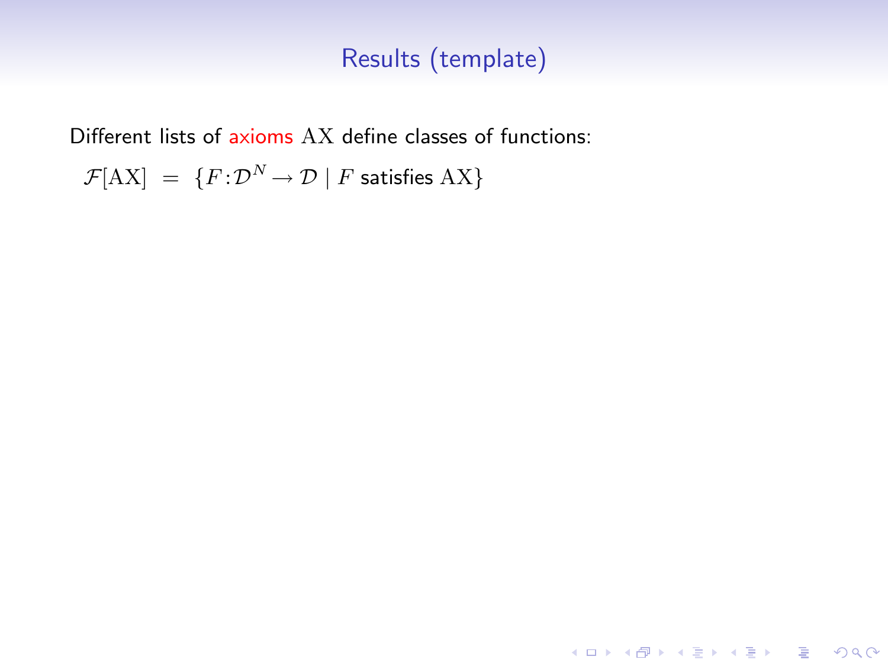## Results (template)

Different lists of axioms $\mathrm{AX}$ define classes of functions:

$$\mathcal{F}[\mathrm{AX}] \;=\; \{F\!:\!\mathcal{D}^N \to \mathcal{D} \mid F \text{ satisfies } \mathrm{AX}\}$$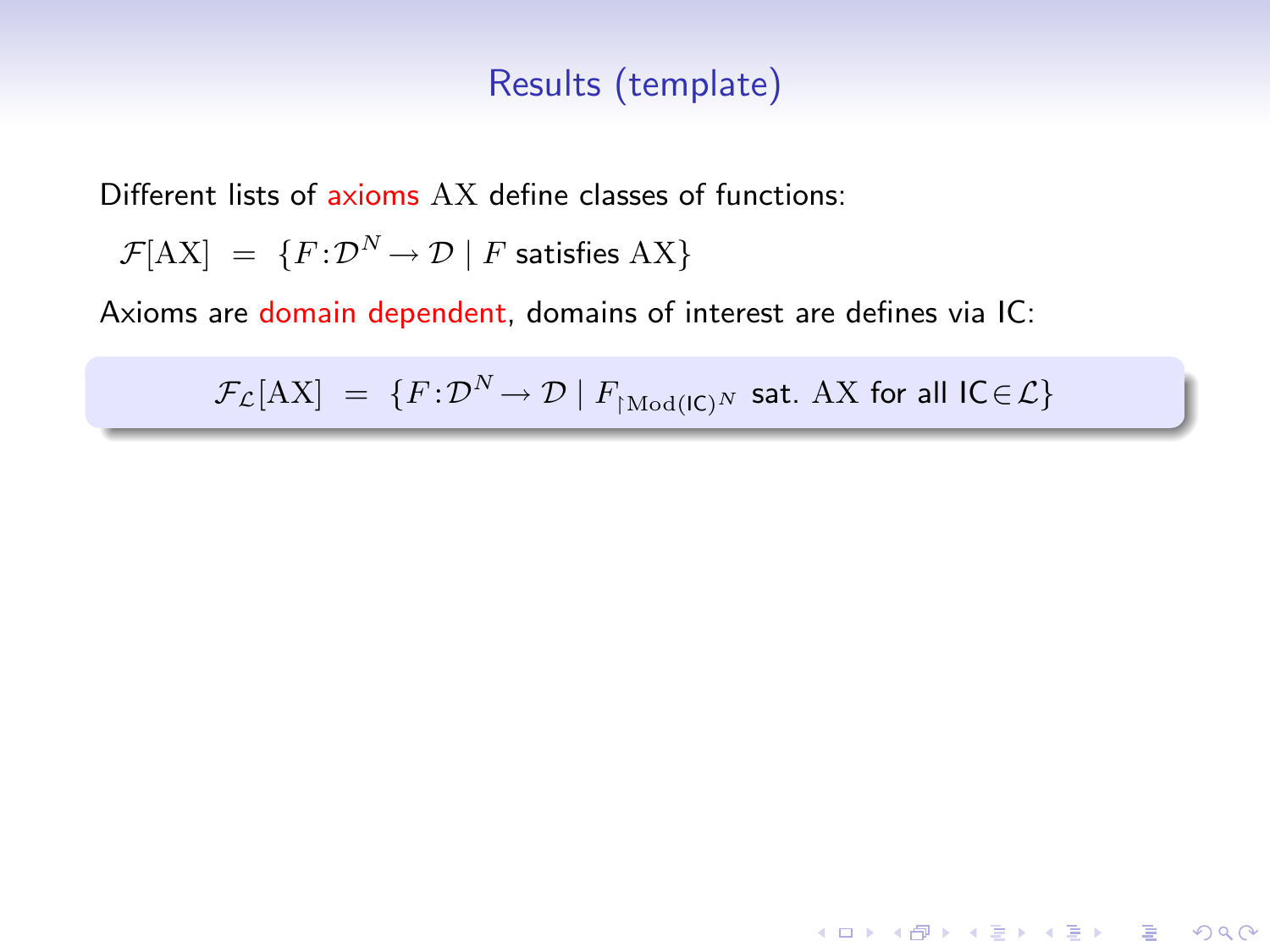# Results (template)

Different lists of axioms $\mathrm{AX}$ define classes of functions:

$$\mathcal{F}[\mathrm{AX}] \;=\; \{F\!:\!\mathcal{D}^N \to \mathcal{D} \mid F \text{ satisfies } \mathrm{AX}\}$$

Axioms are domain dependent, domains of interest are defines via IC:

$$\mathcal{F}_{\mathcal{L}}[\mathrm{AX}] \;=\; \{F\!:\!\mathcal{D}^N \to \mathcal{D} \mid F_{\restriction \mathrm{Mod}(\mathsf{IC})^N} \text{ sat. } \mathrm{AX} \text{ for all } \mathsf{IC} \in \mathcal{L}\}$$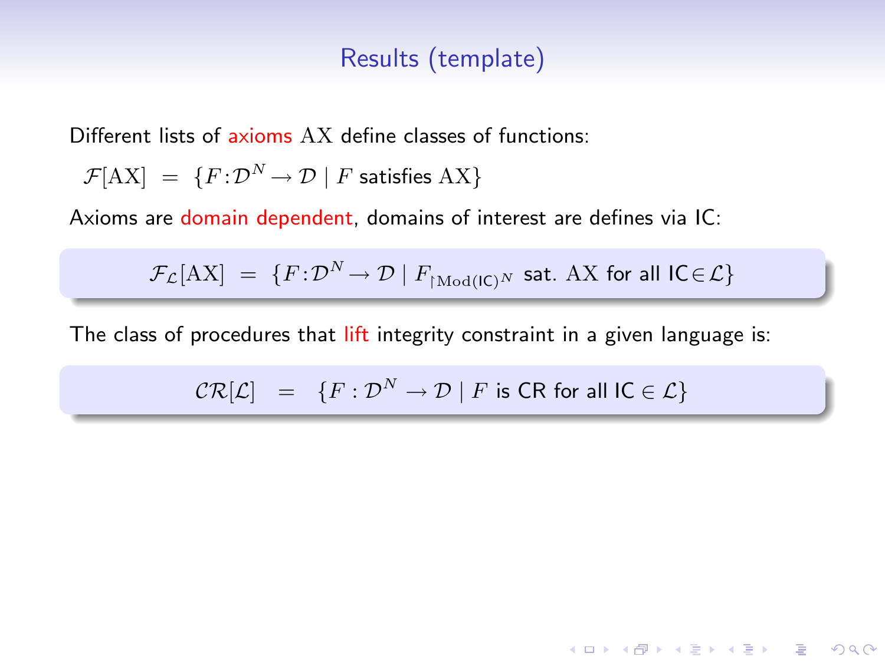# Results (template)

Different lists of axioms $\mathrm{AX}$ define classes of functions:

$$\mathcal{F}[\mathrm{AX}] \;=\; \{F : \mathcal{D}^N \to \mathcal{D} \mid F \text{ satisfies } \mathrm{AX}\}$$

Axioms are domain dependent, domains of interest are defines via IC:

$$\mathcal{F}_{\mathcal{L}}[\mathrm{AX}] \;=\; \{F : \mathcal{D}^N \to \mathcal{D} \mid F_{\restriction \mathrm{Mod}(\mathsf{IC})^N} \text{ sat. } \mathrm{AX} \text{ for all } \mathsf{IC} \in \mathcal{L}\}$$

The class of procedures that lift integrity constraint in a given language is:

$$\mathcal{CR}[\mathcal{L}] \;=\; \{F : \mathcal{D}^N \to \mathcal{D} \mid F \text{ is CR for all } \mathsf{IC} \in \mathcal{L}\}$$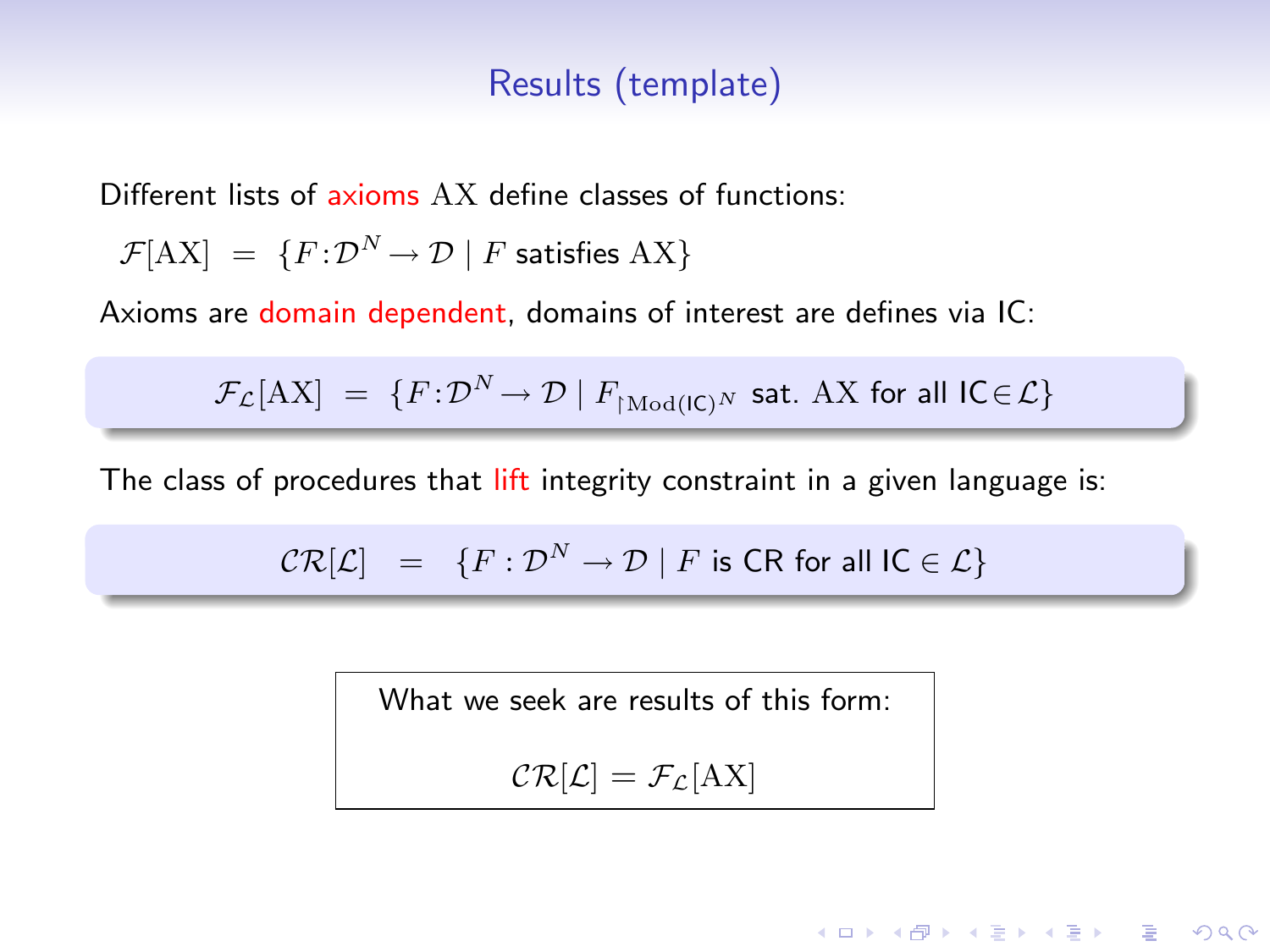# Results (template)

Different lists of axioms $\mathrm{AX}$ define classes of functions:

$$\mathcal{F}[\mathrm{AX}] \;=\; \{F : \mathcal{D}^N \to \mathcal{D} \mid F \text{ satisfies } \mathrm{AX}\}$$

Axioms are domain dependent, domains of interest are defines via IC:

$$\mathcal{F}_{\mathcal{L}}[\mathrm{AX}] \;=\; \{F : \mathcal{D}^N \to \mathcal{D} \mid F_{\restriction \mathrm{Mod}(\mathsf{IC})^N} \text{ sat. } \mathrm{AX} \text{ for all } \mathsf{IC} \in \mathcal{L}\}$$

The class of procedures that lift integrity constraint in a given language is:

$$\mathcal{CR}[\mathcal{L}] \;=\; \{F : \mathcal{D}^N \to \mathcal{D} \mid F \text{ is CR for all } \mathsf{IC} \in \mathcal{L}\}$$

What we seek are results of this form:

$$\mathcal{CR}[\mathcal{L}] = \mathcal{F}_{\mathcal{L}}[\mathrm{AX}]$$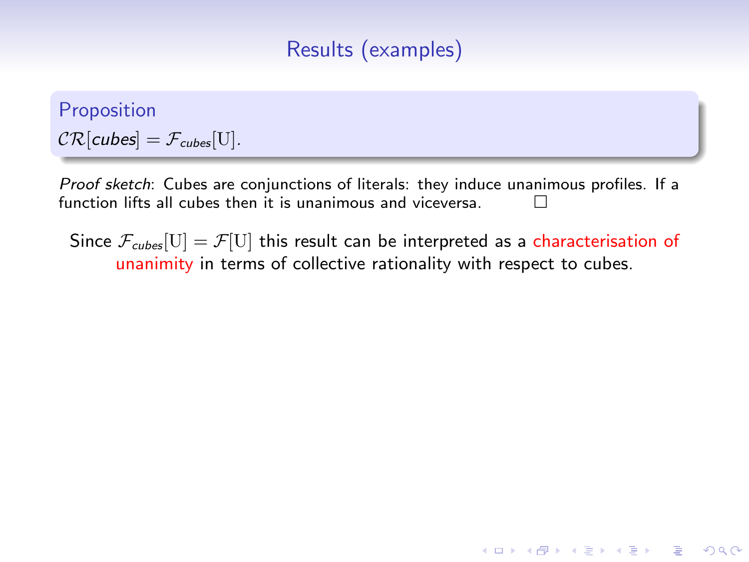# Results (examples)

**Proposition**

$\mathcal{CR}[cubes] = \mathcal{F}_{cubes}[\mathrm{U}]$.

*Proof sketch*: Cubes are conjunctions of literals: they induce unanimous profiles. If a function lifts all cubes then it is unanimous and viceversa. □

Since $\mathcal{F}_{cubes}[\mathrm{U}] = \mathcal{F}[\mathrm{U}]$ this result can be interpreted as a characterisation of unanimity in terms of collective rationality with respect to cubes.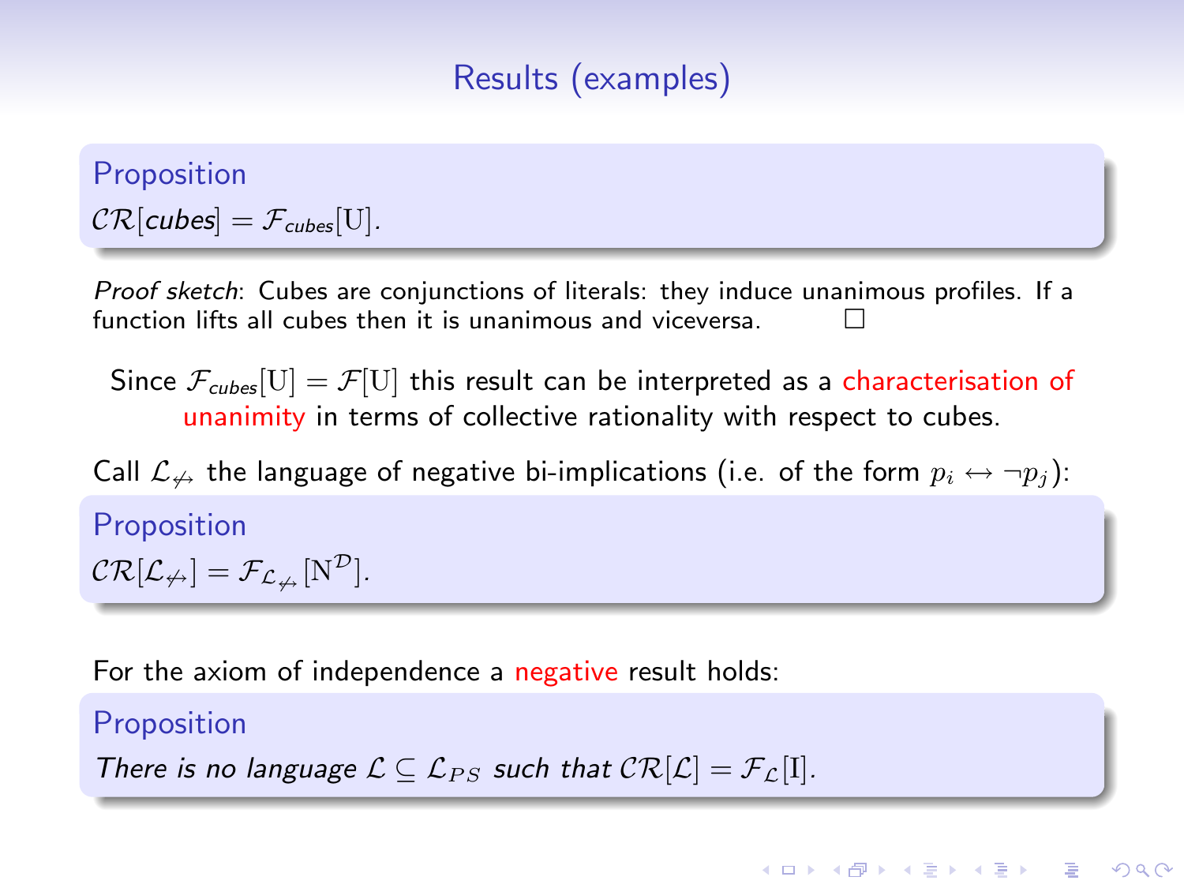## Results (examples)

**Proposition**

$\mathcal{CR}[cubes] = \mathcal{F}_{cubes}[\mathrm{U}]$.

*Proof sketch*: Cubes are conjunctions of literals: they induce unanimous profiles. If a function lifts all cubes then it is unanimous and viceversa. □

Since $\mathcal{F}_{cubes}[\mathrm{U}] = \mathcal{F}[\mathrm{U}]$ this result can be interpreted as a characterisation of unanimity in terms of collective rationality with respect to cubes.

Call $\mathcal{L}_{\not\leftrightarrow}$ the language of negative bi-implications (i.e. of the form $p_i \leftrightarrow \neg p_j$):

**Proposition**

$\mathcal{CR}[\mathcal{L}_{\not\leftrightarrow}] = \mathcal{F}_{\mathcal{L}_{\not\leftrightarrow}}[\mathrm{N}^{\mathcal{D}}]$.

For the axiom of independence a negative result holds:

**Proposition**

*There is no language $\mathcal{L} \subseteq \mathcal{L}_{PS}$ such that $\mathcal{CR}[\mathcal{L}] = \mathcal{F}_{\mathcal{L}}[\mathrm{I}]$.*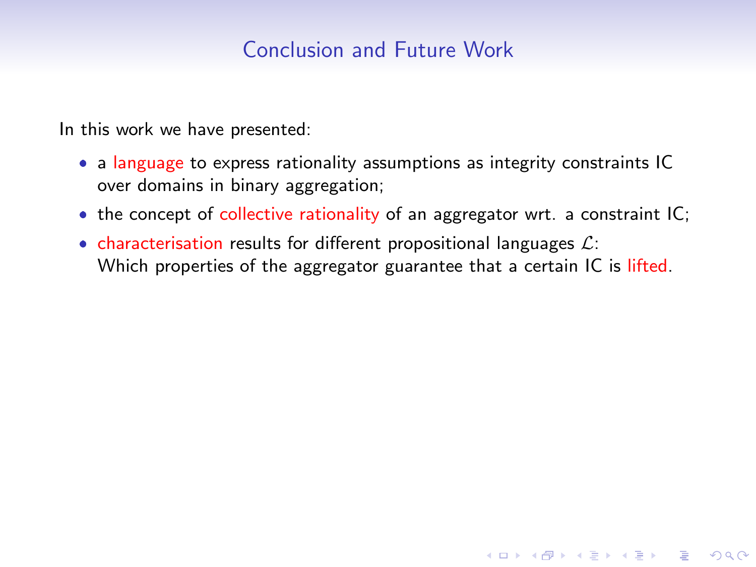## Conclusion and Future Work

In this work we have presented:

- a language to express rationality assumptions as integrity constraints IC over domains in binary aggregation;
- the concept of collective rationality of an aggregator wrt. a constraint IC;
- characterisation results for different propositional languages $\mathcal{L}$:
  Which properties of the aggregator guarantee that a certain IC is lifted.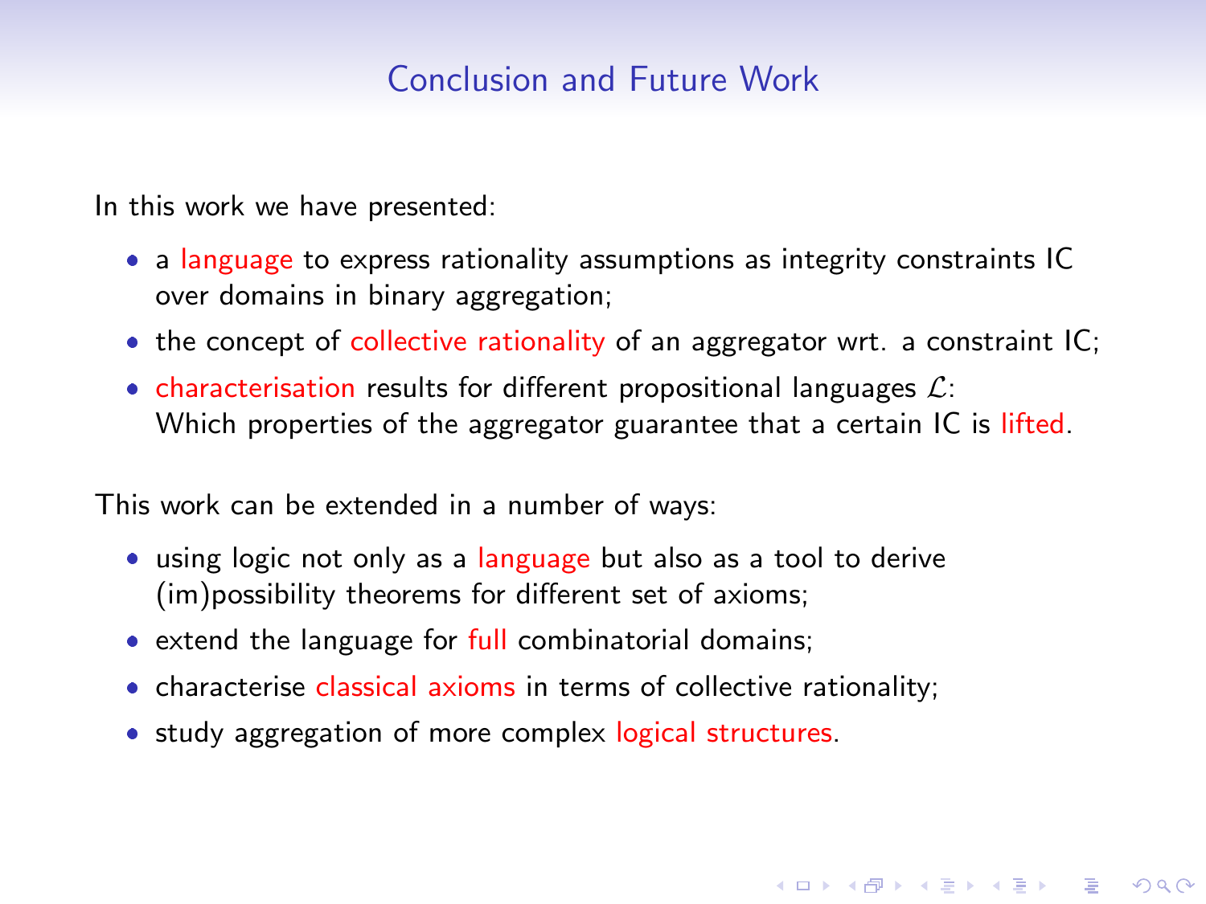# Conclusion and Future Work

In this work we have presented:

- a language to express rationality assumptions as integrity constraints IC over domains in binary aggregation;
- the concept of collective rationality of an aggregator wrt. a constraint IC;
- characterisation results for different propositional languages $\mathcal{L}$:
  Which properties of the aggregator guarantee that a certain IC is lifted.

This work can be extended in a number of ways:

- using logic not only as a language but also as a tool to derive (im)possibility theorems for different set of axioms;
- extend the language for full combinatorial domains;
- characterise classical axioms in terms of collective rationality;
- study aggregation of more complex logical structures.